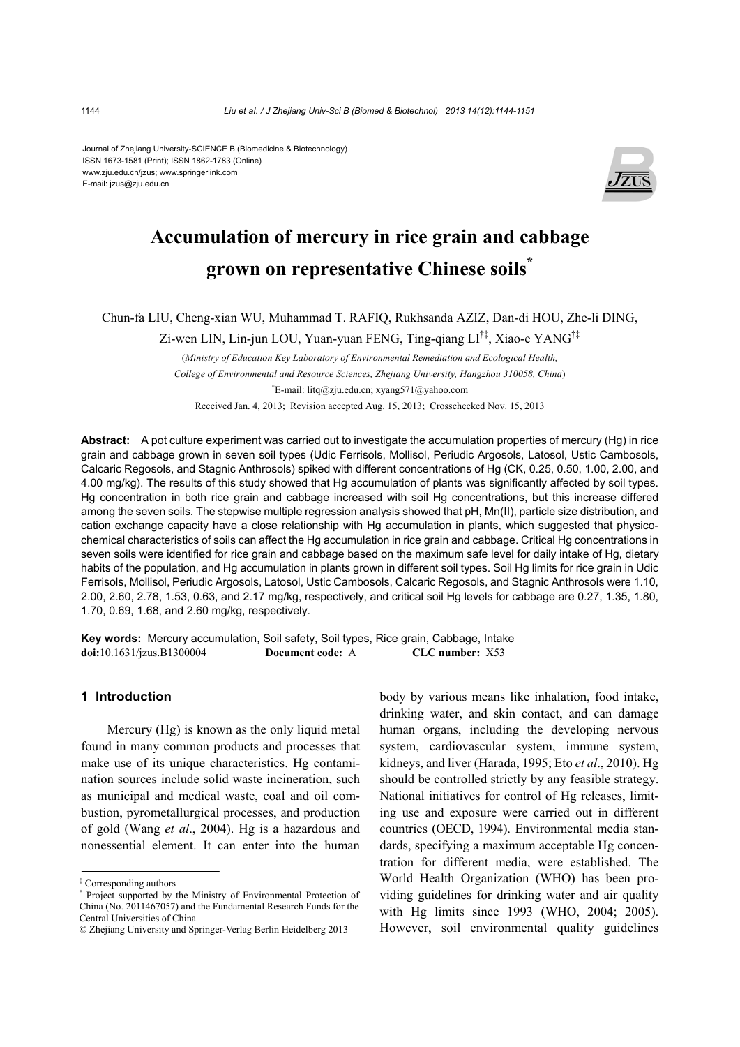Journal of Zhejiang University-SCIENCE B (Biomedicine & Biotechnology)
ISSN 1673-1581 (Print); ISSN 1862-1783 (Online)
www.zju.edu.cn/jzus; www.springerlink.com
E-mail: jzus@zju.edu.cn

# Accumulation of mercury in rice grain and cabbage grown on representative Chinese soils*

Chun-fa LIU, Cheng-xian WU, Muhammad T. RAFIQ, Rukhsanda AZIZ, Dan-di HOU, Zhe-li DING, Zi-wen LIN, Lin-jun LOU, Yuan-yuan FENG, Ting-qiang LI[†‡], Xiao-e YANG[†‡]

(*Ministry of Education Key Laboratory of Environmental Remediation and Ecological Health, College of Environmental and Resource Sciences, Zhejiang University, Hangzhou 310058, China*)

[†]E-mail: litq@zju.edu.cn; xyang571@yahoo.com

Received Jan. 4, 2013; Revision accepted Aug. 15, 2013; Crosschecked Nov. 15, 2013

**Abstract:** A pot culture experiment was carried out to investigate the accumulation properties of mercury (Hg) in rice grain and cabbage grown in seven soil types (Udic Ferrisols, Mollisol, Periudic Argosols, Latosol, Ustic Cambosols, Calcaric Regosols, and Stagnic Anthrosols) spiked with different concentrations of Hg (CK, 0.25, 0.50, 1.00, 2.00, and 4.00 mg/kg). The results of this study showed that Hg accumulation of plants was significantly affected by soil types. Hg concentration in both rice grain and cabbage increased with soil Hg concentrations, but this increase differed among the seven soils. The stepwise multiple regression analysis showed that pH, Mn(II), particle size distribution, and cation exchange capacity have a close relationship with Hg accumulation in plants, which suggested that physico-chemical characteristics of soils can affect the Hg accumulation in rice grain and cabbage. Critical Hg concentrations in seven soils were identified for rice grain and cabbage based on the maximum safe level for daily intake of Hg, dietary habits of the population, and Hg accumulation in plants grown in different soil types. Soil Hg limits for rice grain in Udic Ferrisols, Mollisol, Periudic Argosols, Latosol, Ustic Cambosols, Calcaric Regosols, and Stagnic Anthrosols were 1.10, 2.00, 2.60, 2.78, 1.53, 0.63, and 2.17 mg/kg, respectively, and critical soil Hg levels for cabbage are 0.27, 1.35, 1.80, 1.70, 0.69, 1.68, and 2.60 mg/kg, respectively.

**Key words:** Mercury accumulation, Soil safety, Soil types, Rice grain, Cabbage, Intake
**doi:**10.1631/jzus.B1300004 **Document code:** A **CLC number:** X53

## 1 Introduction

Mercury (Hg) is known as the only liquid metal found in many common products and processes that make use of its unique characteristics. Hg contamination sources include solid waste incineration, such as municipal and medical waste, coal and oil combustion, pyrometallurgical processes, and production of gold (Wang *et al*., 2004). Hg is a hazardous and nonessential element. It can enter into the human body by various means like inhalation, food intake, drinking water, and skin contact, and can damage human organs, including the developing nervous system, cardiovascular system, immune system, kidneys, and liver (Harada, 1995; Eto *et al*., 2010). Hg should be controlled strictly by any feasible strategy. National initiatives for control of Hg releases, limiting use and exposure were carried out in different countries (OECD, 1994). Environmental media standards, specifying a maximum acceptable Hg concentration for different media, were established. The World Health Organization (WHO) has been providing guidelines for drinking water and air quality with Hg limits since 1993 (WHO, 2004; 2005). However, soil environmental quality guidelines

[‡] Corresponding authors
[*] Project supported by the Ministry of Environmental Protection of China (No. 2011467057) and the Fundamental Research Funds for the Central Universities of China
© Zhejiang University and Springer-Verlag Berlin Heidelberg 2013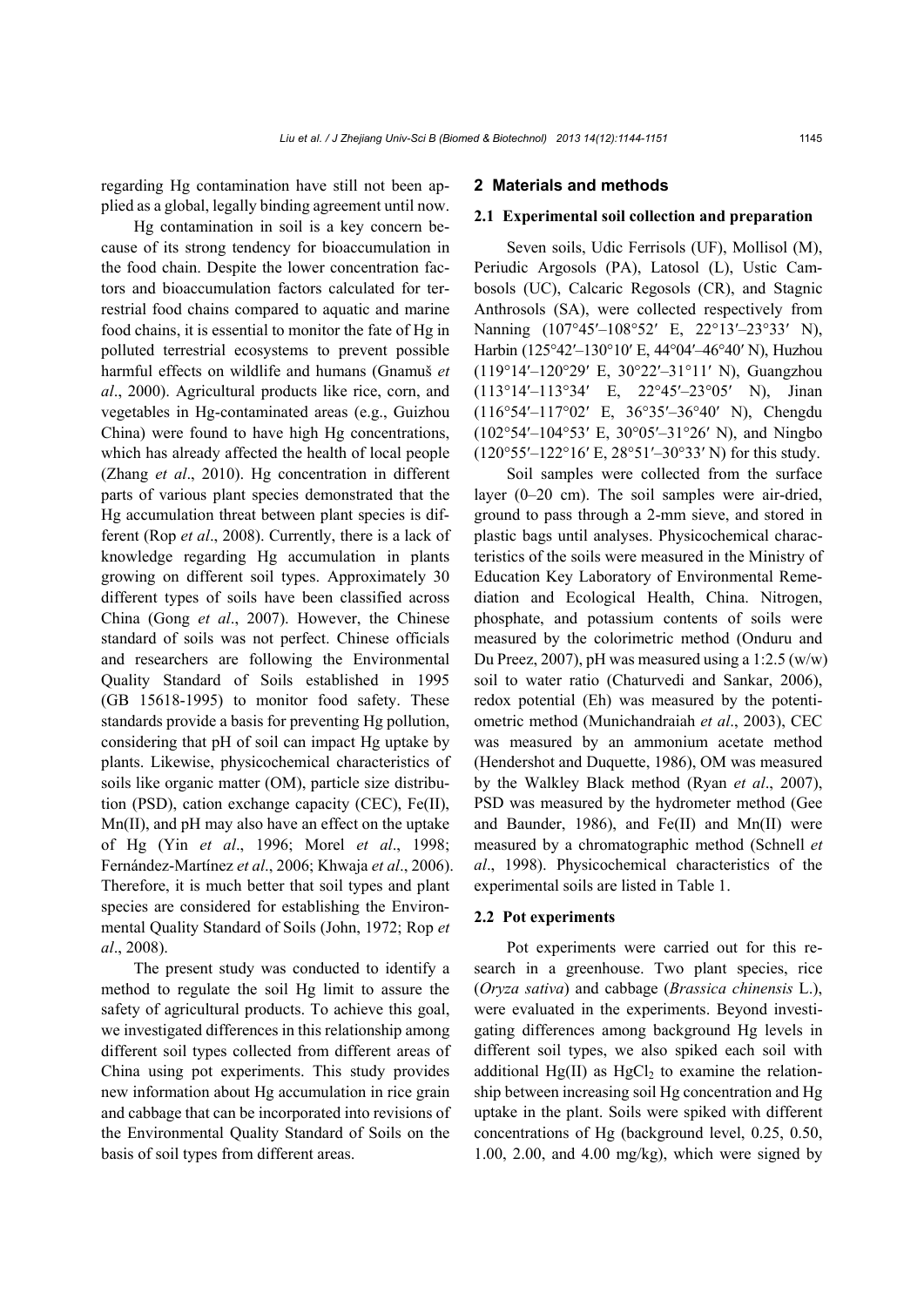regarding Hg contamination have still not been applied as a global, legally binding agreement until now.

Hg contamination in soil is a key concern because of its strong tendency for bioaccumulation in the food chain. Despite the lower concentration factors and bioaccumulation factors calculated for terrestrial food chains compared to aquatic and marine food chains, it is essential to monitor the fate of Hg in polluted terrestrial ecosystems to prevent possible harmful effects on wildlife and humans (Gnamuš *et al*., 2000). Agricultural products like rice, corn, and vegetables in Hg-contaminated areas (e.g., Guizhou China) were found to have high Hg concentrations, which has already affected the health of local people (Zhang *et al*., 2010). Hg concentration in different parts of various plant species demonstrated that the Hg accumulation threat between plant species is different (Rop *et al*., 2008). Currently, there is a lack of knowledge regarding Hg accumulation in plants growing on different soil types. Approximately 30 different types of soils have been classified across China (Gong *et al*., 2007). However, the Chinese standard of soils was not perfect. Chinese officials and researchers are following the Environmental Quality Standard of Soils established in 1995 (GB 15618-1995) to monitor food safety. These standards provide a basis for preventing Hg pollution, considering that pH of soil can impact Hg uptake by plants. Likewise, physicochemical characteristics of soils like organic matter (OM), particle size distribution (PSD), cation exchange capacity (CEC), Fe(II), Mn(II), and pH may also have an effect on the uptake of Hg (Yin *et al*., 1996; Morel *et al*., 1998; Fernández-Martínez *et al*., 2006; Khwaja *et al*., 2006). Therefore, it is much better that soil types and plant species are considered for establishing the Environmental Quality Standard of Soils (John, 1972; Rop *et al*., 2008).

The present study was conducted to identify a method to regulate the soil Hg limit to assure the safety of agricultural products. To achieve this goal, we investigated differences in this relationship among different soil types collected from different areas of China using pot experiments. This study provides new information about Hg accumulation in rice grain and cabbage that can be incorporated into revisions of the Environmental Quality Standard of Soils on the basis of soil types from different areas.

## 2 Materials and methods

### 2.1 Experimental soil collection and preparation

Seven soils, Udic Ferrisols (UF), Mollisol (M), Periudic Argosols (PA), Latosol (L), Ustic Cambosols (UC), Calcaric Regosols (CR), and Stagnic Anthrosols (SA), were collected respectively from Nanning (107°45′–108°52′ E, 22°13′–23°33′ N), Harbin (125°42′–130°10′ E, 44°04′–46°40′ N), Huzhou (119°14′–120°29′ E, 30°22′–31°11′ N), Guangzhou (113°14′–113°34′ E, 22°45′–23°05′ N), Jinan (116°54′–117°02′ E, 36°35′–36°40′ N), Chengdu (102°54′–104°53′ E, 30°05′–31°26′ N), and Ningbo (120°55′–122°16′ E, 28°51′–30°33′ N) for this study.

Soil samples were collected from the surface layer (0–20 cm). The soil samples were air-dried, ground to pass through a 2-mm sieve, and stored in plastic bags until analyses. Physicochemical characteristics of the soils were measured in the Ministry of Education Key Laboratory of Environmental Remediation and Ecological Health, China. Nitrogen, phosphate, and potassium contents of soils were measured by the colorimetric method (Onduru and Du Preez, 2007), pH was measured using a 1:2.5 (w/w) soil to water ratio (Chaturvedi and Sankar, 2006), redox potential (Eh) was measured by the potentiometric method (Munichandraiah *et al*., 2003), CEC was measured by an ammonium acetate method (Hendershot and Duquette, 1986), OM was measured by the Walkley Black method (Ryan *et al*., 2007), PSD was measured by the hydrometer method (Gee and Baunder, 1986), and Fe(II) and Mn(II) were measured by a chromatographic method (Schnell *et al*., 1998). Physicochemical characteristics of the experimental soils are listed in Table 1.

### 2.2 Pot experiments

Pot experiments were carried out for this research in a greenhouse. Two plant species, rice (*Oryza sativa*) and cabbage (*Brassica chinensis* L.), were evaluated in the experiments. Beyond investigating differences among background Hg levels in different soil types, we also spiked each soil with additional Hg(II) as $HgCl_2$ to examine the relationship between increasing soil Hg concentration and Hg uptake in the plant. Soils were spiked with different concentrations of Hg (background level, 0.25, 0.50, 1.00, 2.00, and 4.00 mg/kg), which were signed by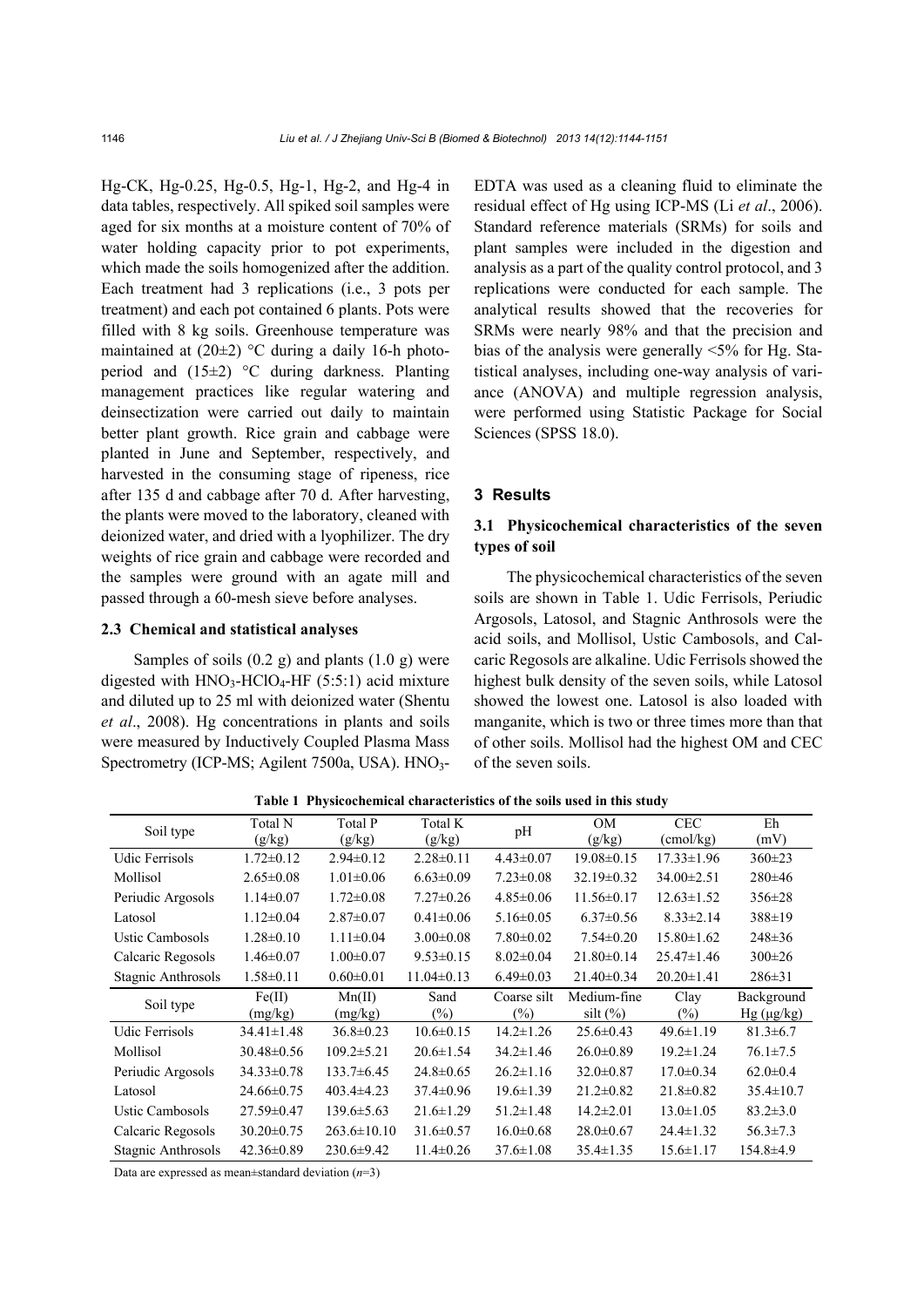Hg-CK, Hg-0.25, Hg-0.5, Hg-1, Hg-2, and Hg-4 in data tables, respectively. All spiked soil samples were aged for six months at a moisture content of 70% of water holding capacity prior to pot experiments, which made the soils homogenized after the addition. Each treatment had 3 replications (i.e., 3 pots per treatment) and each pot contained 6 plants. Pots were filled with 8 kg soils. Greenhouse temperature was maintained at (20±2) °C during a daily 16-h photoperiod and (15±2) °C during darkness. Planting management practices like regular watering and deinsectization were carried out daily to maintain better plant growth. Rice grain and cabbage were planted in June and September, respectively, and harvested in the consuming stage of ripeness, rice after 135 d and cabbage after 70 d. After harvesting, the plants were moved to the laboratory, cleaned with deionized water, and dried with a lyophilizer. The dry weights of rice grain and cabbage were recorded and the samples were ground with an agate mill and passed through a 60-mesh sieve before analyses.

### 2.3 Chemical and statistical analyses

Samples of soils (0.2 g) and plants (1.0 g) were digested with $HNO_3$-$HClO_4$-HF (5:5:1) acid mixture and diluted up to 25 ml with deionized water (Shentu *et al*., 2008). Hg concentrations in plants and soils were measured by Inductively Coupled Plasma Mass Spectrometry (ICP-MS; Agilent 7500a, USA). $HNO_3$-EDTA was used as a cleaning fluid to eliminate the residual effect of Hg using ICP-MS (Li *et al*., 2006). Standard reference materials (SRMs) for soils and plant samples were included in the digestion and analysis as a part of the quality control protocol, and 3 replications were conducted for each sample. The analytical results showed that the recoveries for SRMs were nearly 98% and that the precision and bias of the analysis were generally <5% for Hg. Statistical analyses, including one-way analysis of variance (ANOVA) and multiple regression analysis, were performed using Statistic Package for Social Sciences (SPSS 18.0).

## 3 Results

### 3.1 Physicochemical characteristics of the seven types of soil

The physicochemical characteristics of the seven soils are shown in Table 1. Udic Ferrisols, Periudic Argosols, Latosol, and Stagnic Anthrosols were the acid soils, and Mollisol, Ustic Cambosols, and Calcaric Regosols are alkaline. Udic Ferrisols showed the highest bulk density of the seven soils, while Latosol showed the lowest one. Latosol is also loaded with manganite, which is two or three times more than that of other soils. Mollisol had the highest OM and CEC of the seven soils.

**Table 1 Physicochemical characteristics of the soils used in this study**

| Soil type | Total N (g/kg) | Total P (g/kg) | Total K (g/kg) | pH | OM (g/kg) | CEC (cmol/kg) | Eh (mV) |
|---|---|---|---|---|---|---|---|
| Udic Ferrisols | 1.72±0.12 | 2.94±0.12 | 2.28±0.11 | 4.43±0.07 | 19.08±0.15 | 17.33±1.96 | 360±23 |
| Mollisol | 2.65±0.08 | 1.01±0.06 | 6.63±0.09 | 7.23±0.08 | 32.19±0.32 | 34.00±2.51 | 280±46 |
| Periudic Argosols | 1.14±0.07 | 1.72±0.08 | 7.27±0.26 | 4.85±0.06 | 11.56±0.17 | 12.63±1.52 | 356±28 |
| Latosol | 1.12±0.04 | 2.87±0.07 | 0.41±0.06 | 5.16±0.05 | 6.37±0.56 | 8.33±2.14 | 388±19 |
| Ustic Cambosols | 1.28±0.10 | 1.11±0.04 | 3.00±0.08 | 7.80±0.02 | 7.54±0.20 | 15.80±1.62 | 248±36 |
| Calcaric Regosols | 1.46±0.07 | 1.00±0.07 | 9.53±0.15 | 8.02±0.04 | 21.80±0.14 | 25.47±1.46 | 300±26 |
| Stagnic Anthrosols | 1.58±0.11 | 0.60±0.01 | 11.04±0.13 | 6.49±0.03 | 21.40±0.34 | 20.20±1.41 | 286±31 |
| **Soil type** | **Fe(II) (mg/kg)** | **Mn(II) (mg/kg)** | **Sand (%)** | **Coarse silt (%)** | **Medium-fine silt (%)** | **Clay (%)** | **Background Hg (μg/kg)** |
| Udic Ferrisols | 34.41±1.48 | 36.8±0.23 | 10.6±0.15 | 14.2±1.26 | 25.6±0.43 | 49.6±1.19 | 81.3±6.7 |
| Mollisol | 30.48±0.56 | 109.2±5.21 | 20.6±1.54 | 34.2±1.46 | 26.0±0.89 | 19.2±1.24 | 76.1±7.5 |
| Periudic Argosols | 34.33±0.78 | 133.7±6.45 | 24.8±0.65 | 26.2±1.16 | 32.0±0.87 | 17.0±0.34 | 62.0±0.4 |
| Latosol | 24.66±0.75 | 403.4±4.23 | 37.4±0.96 | 19.6±1.39 | 21.2±0.82 | 21.8±0.82 | 35.4±10.7 |
| Ustic Cambosols | 27.59±0.47 | 139.6±5.63 | 21.6±1.29 | 51.2±1.48 | 14.2±2.01 | 13.0±1.05 | 83.2±3.0 |
| Calcaric Regosols | 30.20±0.75 | 263.6±10.10 | 31.6±0.57 | 16.0±0.68 | 28.0±0.67 | 24.4±1.32 | 56.3±7.3 |
| Stagnic Anthrosols | 42.36±0.89 | 230.6±9.42 | 11.4±0.26 | 37.6±1.08 | 35.4±1.35 | 15.6±1.17 | 154.8±4.9 |

Data are expressed as mean±standard deviation ($n$=3)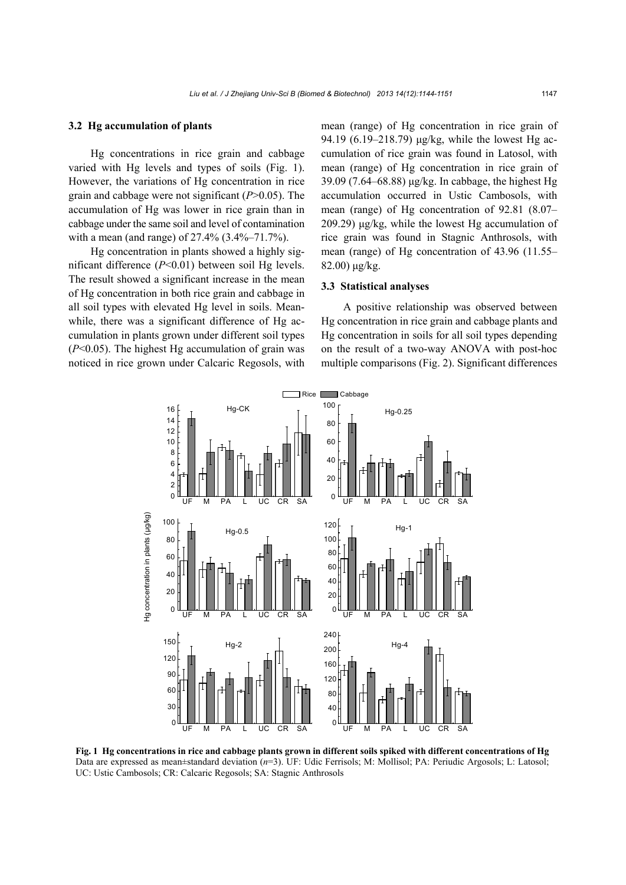### 3.2 Hg accumulation of plants

Hg concentrations in rice grain and cabbage varied with Hg levels and types of soils (Fig. 1). However, the variations of Hg concentration in rice grain and cabbage were not significant ($P>0.05$). The accumulation of Hg was lower in rice grain than in cabbage under the same soil and level of contamination with a mean (and range) of 27.4% (3.4%–71.7%).

Hg concentration in plants showed a highly significant difference ($P<0.01$) between soil Hg levels. The result showed a significant increase in the mean of Hg concentration in both rice grain and cabbage in all soil types with elevated Hg level in soils. Meanwhile, there was a significant difference of Hg accumulation in plants grown under different soil types ($P<0.05$). The highest Hg accumulation of grain was noticed in rice grown under Calcaric Regosols, with mean (range) of Hg concentration in rice grain of 94.19 (6.19–218.79) μg/kg, while the lowest Hg accumulation of rice grain was found in Latosol, with mean (range) of Hg concentration in rice grain of 39.09 (7.64–68.88) μg/kg. In cabbage, the highest Hg accumulation occurred in Ustic Cambosols, with mean (range) of Hg concentration of 92.81 (8.07–209.29) μg/kg, while the lowest Hg accumulation of rice grain was found in Stagnic Anthrosols, with mean (range) of Hg concentration of 43.96 (11.55–82.00) μg/kg.

### 3.3 Statistical analyses

A positive relationship was observed between Hg concentration in rice grain and cabbage plants and Hg concentration in soils for all soil types depending on the result of a two-way ANOVA with post-hoc multiple comparisons (Fig. 2). Significant differences

**Fig. 1 Hg concentrations in rice and cabbage plants grown in different soils spiked with different concentrations of Hg**
Data are expressed as mean±standard deviation ($n$=3). UF: Udic Ferrisols; M: Mollisol; PA: Periudic Argosols; L: Latosol; UC: Ustic Cambosols; CR: Calcaric Regosols; SA: Stagnic Anthrosols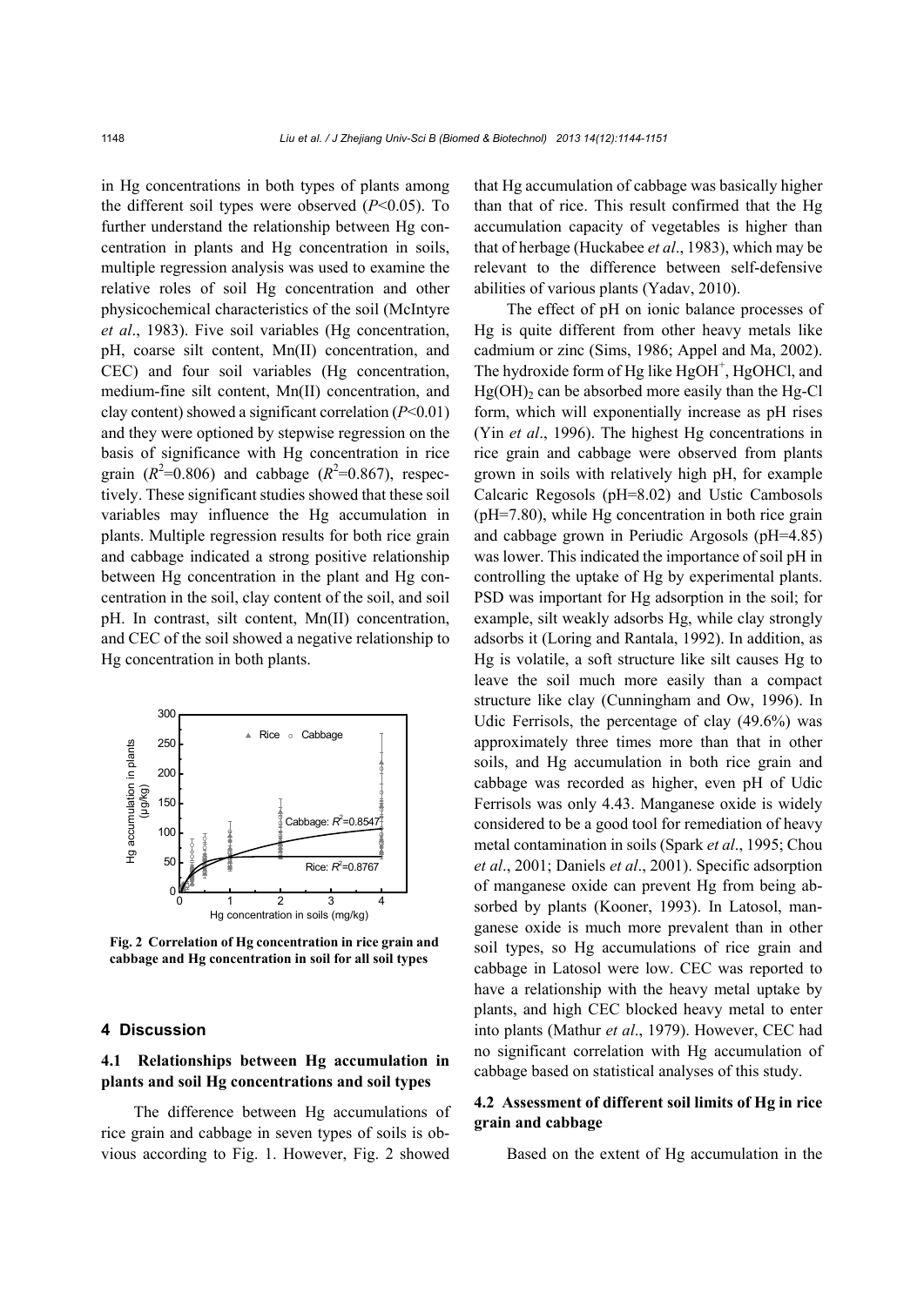in Hg concentrations in both types of plants among the different soil types were observed ($P<0.05$). To further understand the relationship between Hg concentration in plants and Hg concentration in soils, multiple regression analysis was used to examine the relative roles of soil Hg concentration and other physicochemical characteristics of the soil (McIntyre *et al*., 1983). Five soil variables (Hg concentration, pH, coarse silt content, Mn(II) concentration, and CEC) and four soil variables (Hg concentration, medium-fine silt content, Mn(II) concentration, and clay content) showed a significant correlation ($P<0.01$) and they were optioned by stepwise regression on the basis of significance with Hg concentration in rice grain ($R^2=0.806$) and cabbage ($R^2=0.867$), respectively. These significant studies showed that these soil variables may influence the Hg accumulation in plants. Multiple regression results for both rice grain and cabbage indicated a strong positive relationship between Hg concentration in the plant and Hg concentration in the soil, clay content of the soil, and soil pH. In contrast, silt content, Mn(II) concentration, and CEC of the soil showed a negative relationship to Hg concentration in both plants.

**Fig. 2 Correlation of Hg concentration in rice grain and cabbage and Hg concentration in soil for all soil types**

## 4 Discussion

### 4.1 Relationships between Hg accumulation in plants and soil Hg concentrations and soil types

The difference between Hg accumulations of rice grain and cabbage in seven types of soils is obvious according to Fig. 1. However, Fig. 2 showed that Hg accumulation of cabbage was basically higher than that of rice. This result confirmed that the Hg accumulation capacity of vegetables is higher than that of herbage (Huckabee *et al*., 1983), which may be relevant to the difference between self-defensive abilities of various plants (Yadav, 2010).

The effect of pH on ionic balance processes of Hg is quite different from other heavy metals like cadmium or zinc (Sims, 1986; Appel and Ma, 2002). The hydroxide form of Hg like $HgOH^+$, HgOHCl, and $Hg(OH)_2$ can be absorbed more easily than the Hg-Cl form, which will exponentially increase as pH rises (Yin *et al*., 1996). The highest Hg concentrations in rice grain and cabbage were observed from plants grown in soils with relatively high pH, for example Calcaric Regosols (pH=8.02) and Ustic Cambosols (pH=7.80), while Hg concentration in both rice grain and cabbage grown in Periudic Argosols (pH=4.85) was lower. This indicated the importance of soil pH in controlling the uptake of Hg by experimental plants. PSD was important for Hg adsorption in the soil; for example, silt weakly adsorbs Hg, while clay strongly adsorbs it (Loring and Rantala, 1992). In addition, as Hg is volatile, a soft structure like silt causes Hg to leave the soil much more easily than a compact structure like clay (Cunningham and Ow, 1996). In Udic Ferrisols, the percentage of clay (49.6%) was approximately three times more than that in other soils, and Hg accumulation in both rice grain and cabbage was recorded as higher, even pH of Udic Ferrisols was only 4.43. Manganese oxide is widely considered to be a good tool for remediation of heavy metal contamination in soils (Spark *et al*., 1995; Chou *et al*., 2001; Daniels *et al*., 2001). Specific adsorption of manganese oxide can prevent Hg from being absorbed by plants (Kooner, 1993). In Latosol, manganese oxide is much more prevalent than in other soil types, so Hg accumulations of rice grain and cabbage in Latosol were low. CEC was reported to have a relationship with the heavy metal uptake by plants, and high CEC blocked heavy metal to enter into plants (Mathur *et al*., 1979). However, CEC had no significant correlation with Hg accumulation of cabbage based on statistical analyses of this study.

### 4.2 Assessment of different soil limits of Hg in rice grain and cabbage

Based on the extent of Hg accumulation in the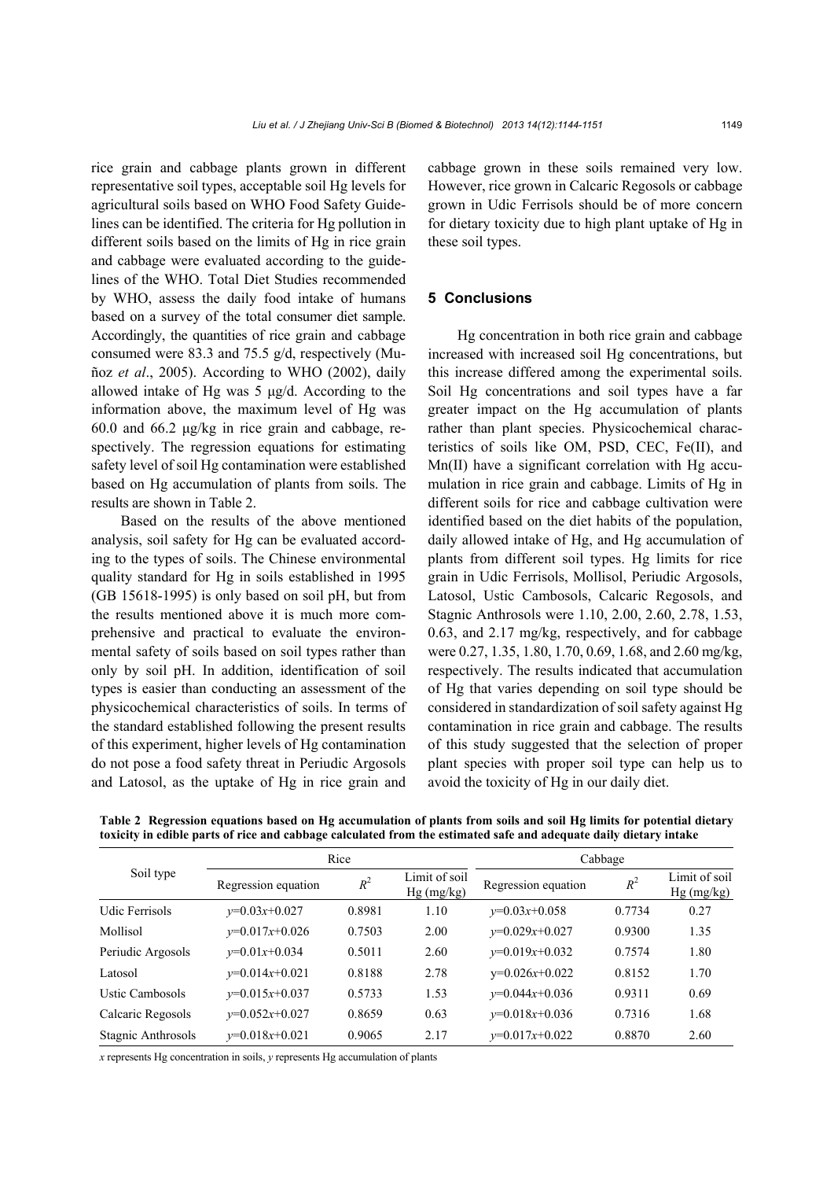rice grain and cabbage plants grown in different representative soil types, acceptable soil Hg levels for agricultural soils based on WHO Food Safety Guidelines can be identified. The criteria for Hg pollution in different soils based on the limits of Hg in rice grain and cabbage were evaluated according to the guidelines of the WHO. Total Diet Studies recommended by WHO, assess the daily food intake of humans based on a survey of the total consumer diet sample. Accordingly, the quantities of rice grain and cabbage consumed were 83.3 and 75.5 g/d, respectively (Muñoz *et al*., 2005). According to WHO (2002), daily allowed intake of Hg was 5 μg/d. According to the information above, the maximum level of Hg was 60.0 and 66.2 μg/kg in rice grain and cabbage, respectively. The regression equations for estimating safety level of soil Hg contamination were established based on Hg accumulation of plants from soils. The results are shown in Table 2.

Based on the results of the above mentioned analysis, soil safety for Hg can be evaluated according to the types of soils. The Chinese environmental quality standard for Hg in soils established in 1995 (GB 15618-1995) is only based on soil pH, but from the results mentioned above it is much more comprehensive and practical to evaluate the environmental safety of soils based on soil types rather than only by soil pH. In addition, identification of soil types is easier than conducting an assessment of the physicochemical characteristics of soils. In terms of the standard established following the present results of this experiment, higher levels of Hg contamination do not pose a food safety threat in Periudic Argosols and Latosol, as the uptake of Hg in rice grain and cabbage grown in these soils remained very low. However, rice grown in Calcaric Regosols or cabbage grown in Udic Ferrisols should be of more concern for dietary toxicity due to high plant uptake of Hg in these soil types.

## 5 Conclusions

Hg concentration in both rice grain and cabbage increased with increased soil Hg concentrations, but this increase differed among the experimental soils. Soil Hg concentrations and soil types have a far greater impact on the Hg accumulation of plants rather than plant species. Physicochemical characteristics of soils like OM, PSD, CEC, Fe(II), and Mn(II) have a significant correlation with Hg accumulation in rice grain and cabbage. Limits of Hg in different soils for rice and cabbage cultivation were identified based on the diet habits of the population, daily allowed intake of Hg, and Hg accumulation of plants from different soil types. Hg limits for rice grain in Udic Ferrisols, Mollisol, Periudic Argosols, Latosol, Ustic Cambosols, Calcaric Regosols, and Stagnic Anthrosols were 1.10, 2.00, 2.60, 2.78, 1.53, 0.63, and 2.17 mg/kg, respectively, and for cabbage were 0.27, 1.35, 1.80, 1.70, 0.69, 1.68, and 2.60 mg/kg, respectively. The results indicated that accumulation of Hg that varies depending on soil type should be considered in standardization of soil safety against Hg contamination in rice grain and cabbage. The results of this study suggested that the selection of proper plant species with proper soil type can help us to avoid the toxicity of Hg in our daily diet.

**Table 2 Regression equations based on Hg accumulation of plants from soils and soil Hg limits for potential dietary toxicity in edible parts of rice and cabbage calculated from the estimated safe and adequate daily dietary intake**

| Soil type | Rice | | | Cabbage | | |
|---|---|---|---|---|---|---|
| | Regression equation | $R^2$ | Limit of soil Hg (mg/kg) | Regression equation | $R^2$ | Limit of soil Hg (mg/kg) |
| Udic Ferrisols | $y=0.03x+0.027$ | 0.8981 | 1.10 | $y=0.03x+0.058$ | 0.7734 | 0.27 |
| Mollisol | $y=0.017x+0.026$ | 0.7503 | 2.00 | $y=0.029x+0.027$ | 0.9300 | 1.35 |
| Periudic Argosols | $y=0.01x+0.034$ | 0.5011 | 2.60 | $y=0.019x+0.032$ | 0.7574 | 1.80 |
| Latosol | $y=0.014x+0.021$ | 0.8188 | 2.78 | $y=0.026x+0.022$ | 0.8152 | 1.70 |
| Ustic Cambosols | $y=0.015x+0.037$ | 0.5733 | 1.53 | $y=0.044x+0.036$ | 0.9311 | 0.69 |
| Calcaric Regosols | $y=0.052x+0.027$ | 0.8659 | 0.63 | $y=0.018x+0.036$ | 0.7316 | 1.68 |
| Stagnic Anthrosols | $y=0.018x+0.021$ | 0.9065 | 2.17 | $y=0.017x+0.022$ | 0.8870 | 2.60 |

*x* represents Hg concentration in soils, *y* represents Hg accumulation of plants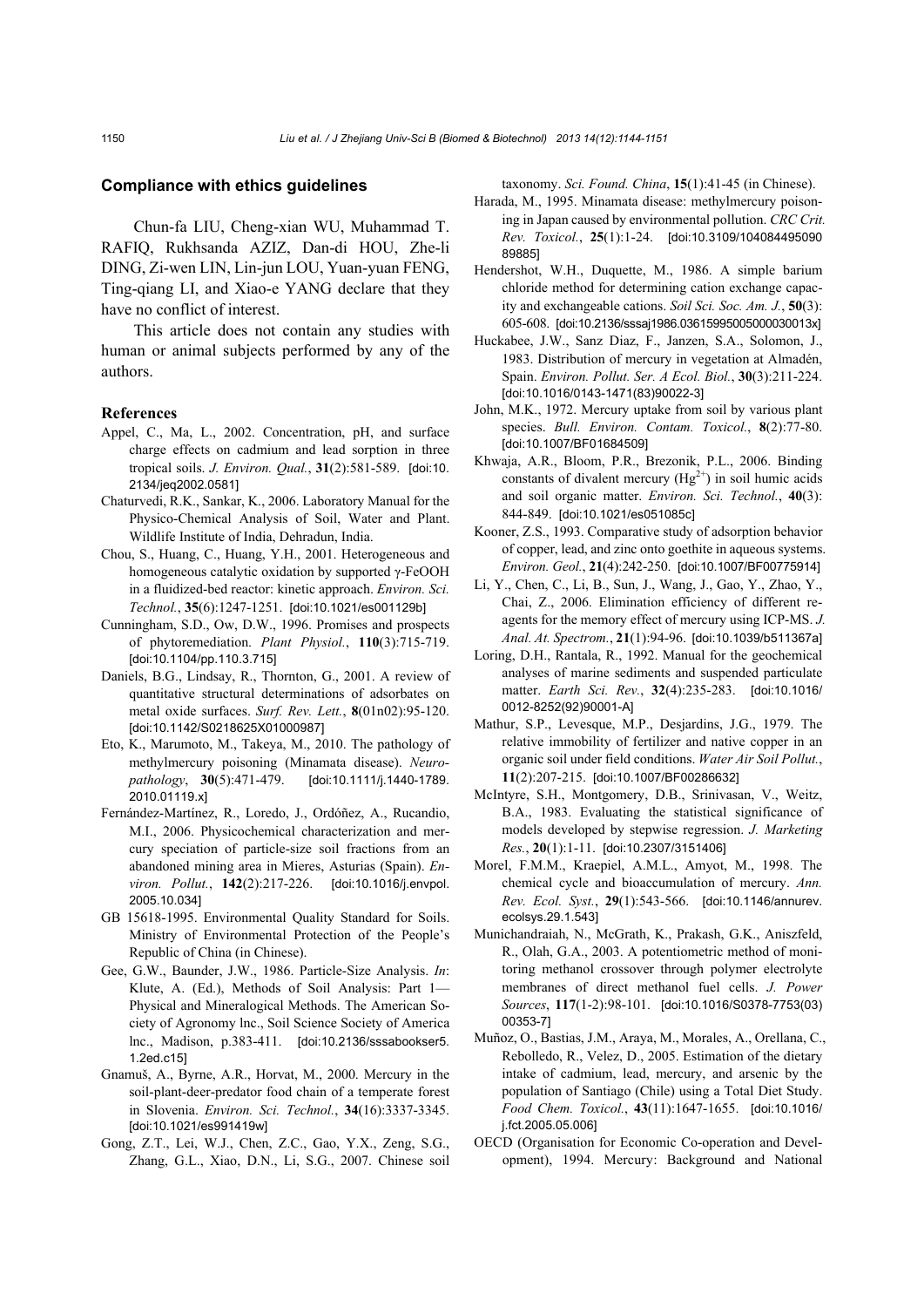### Compliance with ethics guidelines

Chun-fa LIU, Cheng-xian WU, Muhammad T. RAFIQ, Rukhsanda AZIZ, Dan-di HOU, Zhe-li DING, Zi-wen LIN, Lin-jun LOU, Yuan-yuan FENG, Ting-qiang LI, and Xiao-e YANG declare that they have no conflict of interest.

This article does not contain any studies with human or animal subjects performed by any of the authors.

### References

Appel, C., Ma, L., 2002. Concentration, pH, and surface charge effects on cadmium and lead sorption in three tropical soils. *J. Environ. Qual.*, **31**(2):581-589. [doi:10.2134/jeq2002.0581]

Chaturvedi, R.K., Sankar, K., 2006. Laboratory Manual for the Physico-Chemical Analysis of Soil, Water and Plant. Wildlife Institute of India, Dehradun, India.

Chou, S., Huang, C., Huang, Y.H., 2001. Heterogeneous and homogeneous catalytic oxidation by supported γ-FeOOH in a fluidized-bed reactor: kinetic approach. *Environ. Sci. Technol.*, **35**(6):1247-1251. [doi:10.1021/es001129b]

Cunningham, S.D., Ow, D.W., 1996. Promises and prospects of phytoremediation. *Plant Physiol.*, **110**(3):715-719. [doi:10.1104/pp.110.3.715]

Daniels, B.G., Lindsay, R., Thornton, G., 2001. A review of quantitative structural determinations of adsorbates on metal oxide surfaces. *Surf. Rev. Lett.*, **8**(01n02):95-120. [doi:10.1142/S0218625X01000987]

Eto, K., Marumoto, M., Takeya, M., 2010. The pathology of methylmercury poisoning (Minamata disease). *Neuropathology*, **30**(5):471-479. [doi:10.1111/j.1440-1789.2010.01119.x]

Fernández-Martínez, R., Loredo, J., Ordóñez, A., Rucandio, M.I., 2006. Physicochemical characterization and mercury speciation of particle-size soil fractions from an abandoned mining area in Mieres, Asturias (Spain). *Environ. Pollut.*, **142**(2):217-226. [doi:10.1016/j.envpol.2005.10.034]

GB 15618-1995. Environmental Quality Standard for Soils. Ministry of Environmental Protection of the People's Republic of China (in Chinese).

Gee, G.W., Baunder, J.W., 1986. Particle-Size Analysis. *In*: Klute, A. (Ed.), Methods of Soil Analysis: Part 1—Physical and Mineralogical Methods. The American Society of Agronomy lnc., Soil Science Society of America lnc., Madison, p.383-411. [doi:10.2136/sssabookser5.1.2ed.c15]

Gnamuš, A., Byrne, A.R., Horvat, M., 2000. Mercury in the soil-plant-deer-predator food chain of a temperate forest in Slovenia. *Environ. Sci. Technol.*, **34**(16):3337-3345. [doi:10.1021/es991419w]

Gong, Z.T., Lei, W.J., Chen, Z.C., Gao, Y.X., Zeng, S.G., Zhang, G.L., Xiao, D.N., Li, S.G., 2007. Chinese soil taxonomy. *Sci. Found. China*, **15**(1):41-45 (in Chinese).

Harada, M., 1995. Minamata disease: methylmercury poisoning in Japan caused by environmental pollution. *CRC Crit. Rev. Toxicol.*, **25**(1):1-24. [doi:10.3109/10408449509089885]

Hendershot, W.H., Duquette, M., 1986. A simple barium chloride method for determining cation exchange capacity and exchangeable cations. *Soil Sci. Soc. Am. J.*, **50**(3):605-608. [doi:10.2136/sssaj1986.03615995005000030013x]

Huckabee, J.W., Sanz Diaz, F., Janzen, S.A., Solomon, J., 1983. Distribution of mercury in vegetation at Almadén, Spain. *Environ. Pollut. Ser. A Ecol. Biol.*, **30**(3):211-224. [doi:10.1016/0143-1471(83)90022-3]

John, M.K., 1972. Mercury uptake from soil by various plant species. *Bull. Environ. Contam. Toxicol.*, **8**(2):77-80. [doi:10.1007/BF01684509]

Khwaja, A.R., Bloom, P.R., Brezonik, P.L., 2006. Binding constants of divalent mercury ($Hg^{2+}$) in soil humic acids and soil organic matter. *Environ. Sci. Technol.*, **40**(3):844-849. [doi:10.1021/es051085c]

Kooner, Z.S., 1993. Comparative study of adsorption behavior of copper, lead, and zinc onto goethite in aqueous systems. *Environ. Geol.*, **21**(4):242-250. [doi:10.1007/BF00775914]

Li, Y., Chen, C., Li, B., Sun, J., Wang, J., Gao, Y., Zhao, Y., Chai, Z., 2006. Elimination efficiency of different reagents for the memory effect of mercury using ICP-MS. *J. Anal. At. Spectrom.*, **21**(1):94-96. [doi:10.1039/b511367a]

Loring, D.H., Rantala, R., 1992. Manual for the geochemical analyses of marine sediments and suspended particulate matter. *Earth Sci. Rev.*, **32**(4):235-283. [doi:10.1016/0012-8252(92)90001-A]

Mathur, S.P., Levesque, M.P., Desjardins, J.G., 1979. The relative immobility of fertilizer and native copper in an organic soil under field conditions. *Water Air Soil Pollut.*, **11**(2):207-215. [doi:10.1007/BF00286632]

McIntyre, S.H., Montgomery, D.B., Srinivasan, V., Weitz, B.A., 1983. Evaluating the statistical significance of models developed by stepwise regression. *J. Marketing Res.*, **20**(1):1-11. [doi:10.2307/3151406]

Morel, F.M.M., Kraepiel, A.M.L., Amyot, M., 1998. The chemical cycle and bioaccumulation of mercury. *Ann. Rev. Ecol. Syst.*, **29**(1):543-566. [doi:10.1146/annurev.ecolsys.29.1.543]

Munichandraiah, N., McGrath, K., Prakash, G.K., Aniszfeld, R., Olah, G.A., 2003. A potentiometric method of monitoring methanol crossover through polymer electrolyte membranes of direct methanol fuel cells. *J. Power Sources*, **117**(1-2):98-101. [doi:10.1016/S0378-7753(03)00353-7]

Muñoz, O., Bastias, J.M., Araya, M., Morales, A., Orellana, C., Rebolledo, R., Velez, D., 2005. Estimation of the dietary intake of cadmium, lead, mercury, and arsenic by the population of Santiago (Chile) using a Total Diet Study. *Food Chem. Toxicol.*, **43**(11):1647-1655. [doi:10.1016/j.fct.2005.05.006]

OECD (Organisation for Economic Co-operation and Development), 1994. Mercury: Background and National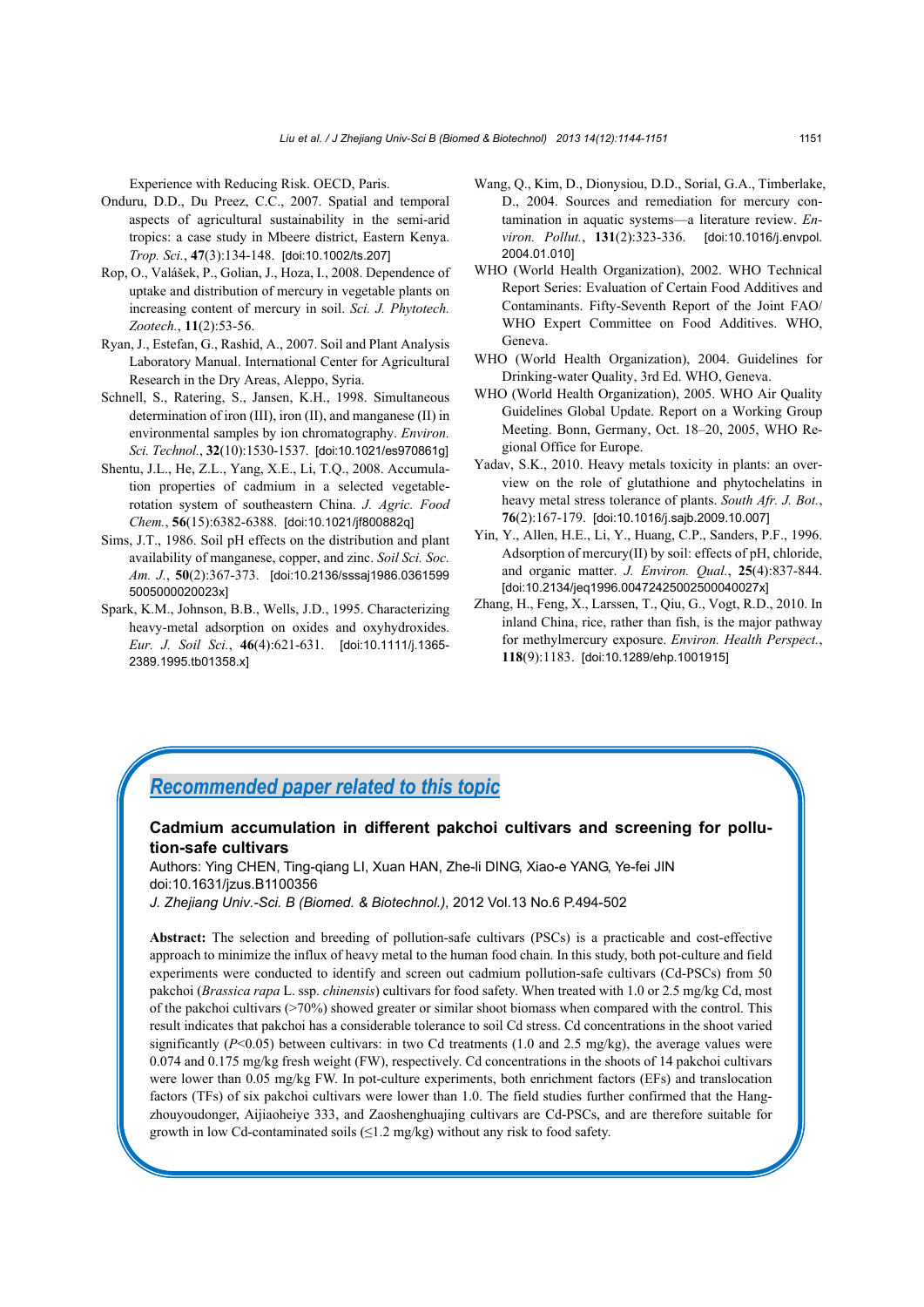Experience with Reducing Risk. OECD, Paris.

Onduru, D.D., Du Preez, C.C., 2007. Spatial and temporal aspects of agricultural sustainability in the semi-arid tropics: a case study in Mbeere district, Eastern Kenya. *Trop. Sci.*, **47**(3):134-148. [doi:10.1002/ts.207]

Rop, O., Valášek, P., Golian, J., Hoza, I., 2008. Dependence of uptake and distribution of mercury in vegetable plants on increasing content of mercury in soil. *Sci. J. Phytotech. Zootech.*, **11**(2):53-56.

Ryan, J., Estefan, G., Rashid, A., 2007. Soil and Plant Analysis Laboratory Manual. International Center for Agricultural Research in the Dry Areas, Aleppo, Syria.

Schnell, S., Ratering, S., Jansen, K.H., 1998. Simultaneous determination of iron (III), iron (II), and manganese (II) in environmental samples by ion chromatography. *Environ. Sci. Technol.*, **32**(10):1530-1537. [doi:10.1021/es970861g]

Shentu, J.L., He, Z.L., Yang, X.E., Li, T.Q., 2008. Accumulation properties of cadmium in a selected vegetable-rotation system of southeastern China. *J. Agric. Food Chem.*, **56**(15):6382-6388. [doi:10.1021/jf800882q]

Sims, J.T., 1986. Soil pH effects on the distribution and plant availability of manganese, copper, and zinc. *Soil Sci. Soc. Am. J.*, **50**(2):367-373. [doi:10.2136/sssaj1986.03615995005000020023x]

Spark, K.M., Johnson, B.B., Wells, J.D., 1995. Characterizing heavy-metal adsorption on oxides and oxyhydroxides. *Eur. J. Soil Sci.*, **46**(4):621-631. [doi:10.1111/j.1365-2389.1995.tb01358.x]

Wang, Q., Kim, D., Dionysiou, D.D., Sorial, G.A., Timberlake, D., 2004. Sources and remediation for mercury contamination in aquatic systems—a literature review. *Environ. Pollut.*, **131**(2):323-336. [doi:10.1016/j.envpol.2004.01.010]

WHO (World Health Organization), 2002. WHO Technical Report Series: Evaluation of Certain Food Additives and Contaminants. Fifty-Seventh Report of the Joint FAO/WHO Expert Committee on Food Additives. WHO, Geneva.

WHO (World Health Organization), 2004. Guidelines for Drinking-water Quality, 3rd Ed. WHO, Geneva.

WHO (World Health Organization), 2005. WHO Air Quality Guidelines Global Update. Report on a Working Group Meeting. Bonn, Germany, Oct. 18–20, 2005, WHO Regional Office for Europe.

Yadav, S.K., 2010. Heavy metals toxicity in plants: an overview on the role of glutathione and phytochelatins in heavy metal stress tolerance of plants. *South Afr. J. Bot.*, **76**(2):167-179. [doi:10.1016/j.sajb.2009.10.007]

Yin, Y., Allen, H.E., Li, Y., Huang, C.P., Sanders, P.F., 1996. Adsorption of mercury(II) by soil: effects of pH, chloride, and organic matter. *J. Environ. Qual.*, **25**(4):837-844. [doi:10.2134/jeq1996.00472425002500040027x]

Zhang, H., Feng, X., Larssen, T., Qiu, G., Vogt, R.D., 2010. In inland China, rice, rather than fish, is the major pathway for methylmercury exposure. *Environ. Health Perspect.*, **118**(9):1183. [doi:10.1289/ehp.1001915]

## *Recommended paper related to this topic*

**Cadmium accumulation in different pakchoi cultivars and screening for pollution-safe cultivars**

Authors: Ying CHEN, Ting-qiang LI, Xuan HAN, Zhe-li DING, Xiao-e YANG, Ye-fei JIN

doi:10.1631/jzus.B1100356

*J. Zhejiang Univ.-Sci. B (Biomed. & Biotechnol.)*, 2012 Vol.13 No.6 P.494-502

**Abstract:** The selection and breeding of pollution-safe cultivars (PSCs) is a practicable and cost-effective approach to minimize the influx of heavy metal to the human food chain. In this study, both pot-culture and field experiments were conducted to identify and screen out cadmium pollution-safe cultivars (Cd-PSCs) from 50 pakchoi (*Brassica rapa* L. ssp. *chinensis*) cultivars for food safety. When treated with 1.0 or 2.5 mg/kg Cd, most of the pakchoi cultivars (>70%) showed greater or similar shoot biomass when compared with the control. This result indicates that pakchoi has a considerable tolerance to soil Cd stress. Cd concentrations in the shoot varied significantly ($P<0.05$) between cultivars: in two Cd treatments (1.0 and 2.5 mg/kg), the average values were 0.074 and 0.175 mg/kg fresh weight (FW), respectively. Cd concentrations in the shoots of 14 pakchoi cultivars were lower than 0.05 mg/kg FW. In pot-culture experiments, both enrichment factors (EFs) and translocation factors (TFs) of six pakchoi cultivars were lower than 1.0. The field studies further confirmed that the Hangzhouyoudonger, Aijiaoheiye 333, and Zaoshenghuajing cultivars are Cd-PSCs, and are therefore suitable for growth in low Cd-contaminated soils (≤1.2 mg/kg) without any risk to food safety.